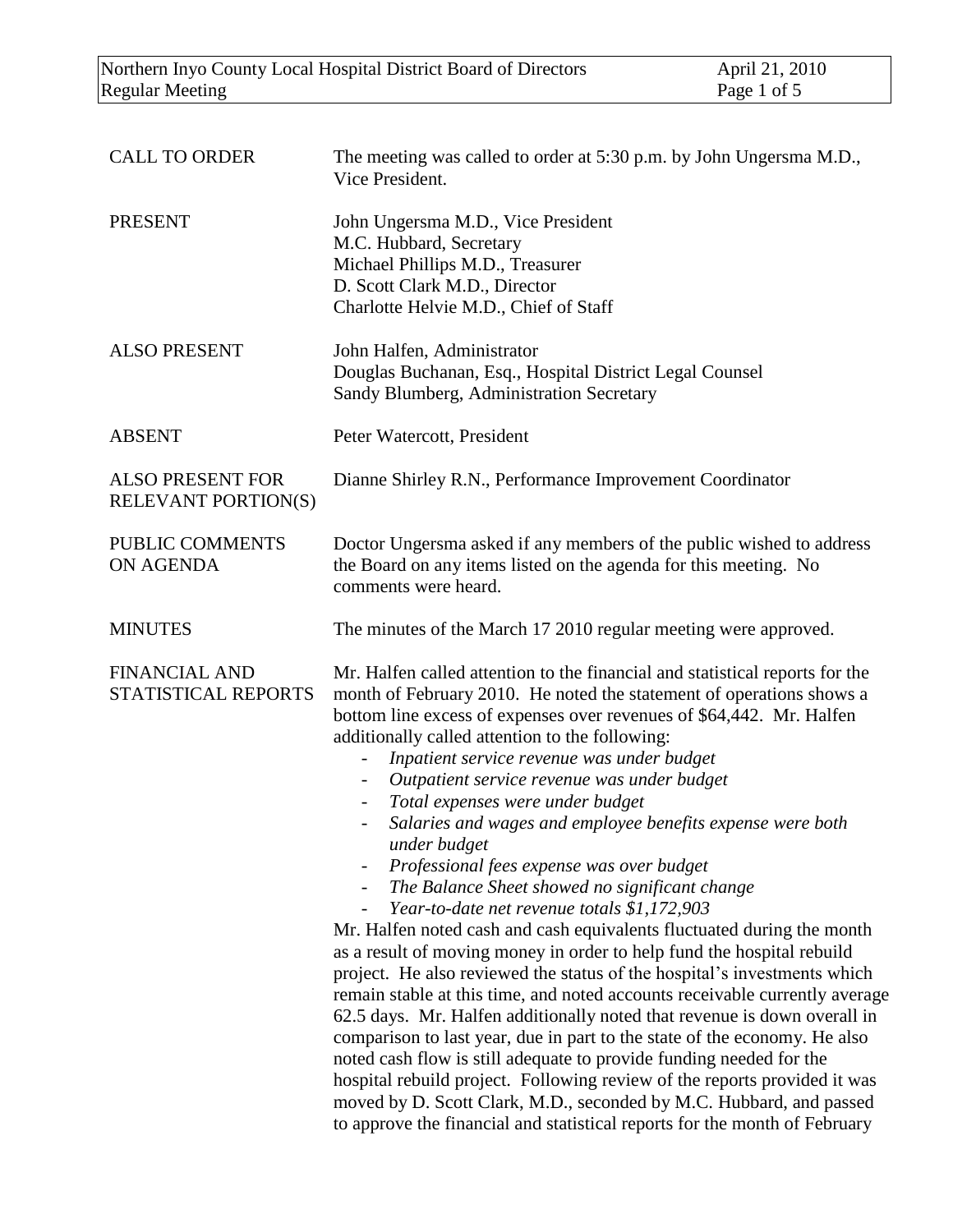| | |
|---|---|
| CALL TO ORDER | The meeting was called to order at 5:30 p.m. by John Ungersma M.D., Vice President. |
| PRESENT | John Ungersma M.D., Vice President<br>M.C. Hubbard, Secretary<br>Michael Phillips M.D., Treasurer<br>D. Scott Clark M.D., Director<br>Charlotte Helvie M.D., Chief of Staff |
| ALSO PRESENT | John Halfen, Administrator<br>Douglas Buchanan, Esq., Hospital District Legal Counsel<br>Sandy Blumberg, Administration Secretary |
| ABSENT | Peter Watercott, President |
| ALSO PRESENT FOR RELEVANT PORTION(S) | Dianne Shirley R.N., Performance Improvement Coordinator |
| PUBLIC COMMENTS ON AGENDA | Doctor Ungersma asked if any members of the public wished to address the Board on any items listed on the agenda for this meeting. No comments were heard. |
| MINUTES | The minutes of the March 17 2010 regular meeting were approved. |
| FINANCIAL AND STATISTICAL REPORTS | Mr. Halfen called attention to the financial and statistical reports for the month of February 2010. He noted the statement of operations shows a bottom line excess of expenses over revenues of $64,442. Mr. Halfen additionally called attention to the following:<br>- *Inpatient service revenue was under budget*<br>- *Outpatient service revenue was under budget*<br>- *Total expenses were under budget*<br>- *Salaries and wages and employee benefits expense were both under budget*<br>- *Professional fees expense was over budget*<br>- *The Balance Sheet showed no significant change*<br>- *Year-to-date net revenue totals $1,172,903*<br>Mr. Halfen noted cash and cash equivalents fluctuated during the month as a result of moving money in order to help fund the hospital rebuild project. He also reviewed the status of the hospital's investments which remain stable at this time, and noted accounts receivable currently average 62.5 days. Mr. Halfen additionally noted that revenue is down overall in comparison to last year, due in part to the state of the economy. He also noted cash flow is still adequate to provide funding needed for the hospital rebuild project. Following review of the reports provided it was moved by D. Scott Clark, M.D., seconded by M.C. Hubbard, and passed to approve the financial and statistical reports for the month of February |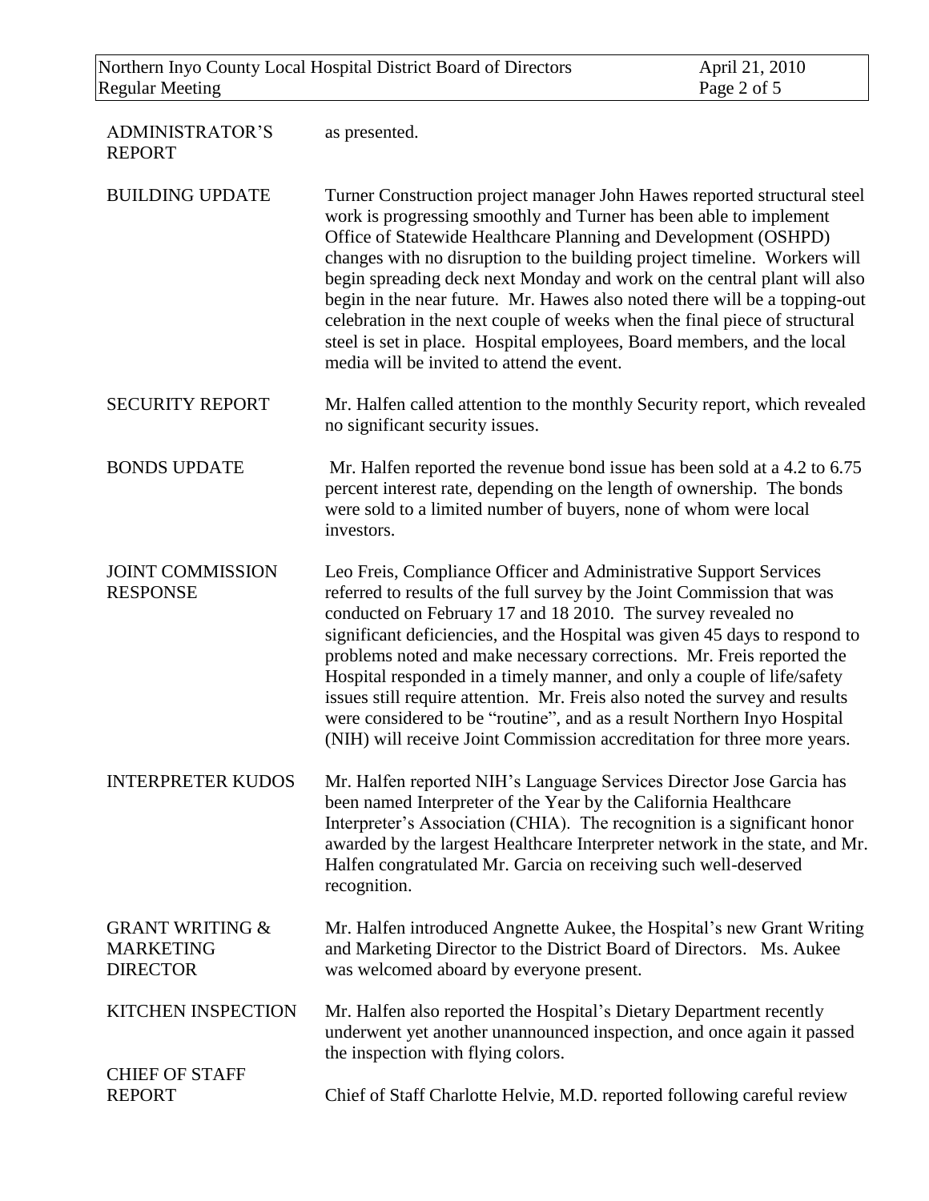**ADMINISTRATOR'S REPORT**

as presented.

**BUILDING UPDATE**

Turner Construction project manager John Hawes reported structural steel work is progressing smoothly and Turner has been able to implement Office of Statewide Healthcare Planning and Development (OSHPD) changes with no disruption to the building project timeline. Workers will begin spreading deck next Monday and work on the central plant will also begin in the near future. Mr. Hawes also noted there will be a topping-out celebration in the next couple of weeks when the final piece of structural steel is set in place. Hospital employees, Board members, and the local media will be invited to attend the event.

**SECURITY REPORT**

Mr. Halfen called attention to the monthly Security report, which revealed no significant security issues.

**BONDS UPDATE**

Mr. Halfen reported the revenue bond issue has been sold at a 4.2 to 6.75 percent interest rate, depending on the length of ownership. The bonds were sold to a limited number of buyers, none of whom were local investors.

**JOINT COMMISSION RESPONSE**

Leo Freis, Compliance Officer and Administrative Support Services referred to results of the full survey by the Joint Commission that was conducted on February 17 and 18 2010. The survey revealed no significant deficiencies, and the Hospital was given 45 days to respond to problems noted and make necessary corrections. Mr. Freis reported the Hospital responded in a timely manner, and only a couple of life/safety issues still require attention. Mr. Freis also noted the survey and results were considered to be "routine", and as a result Northern Inyo Hospital (NIH) will receive Joint Commission accreditation for three more years.

**INTERPRETER KUDOS**

Mr. Halfen reported NIH's Language Services Director Jose Garcia has been named Interpreter of the Year by the California Healthcare Interpreter's Association (CHIA). The recognition is a significant honor awarded by the largest Healthcare Interpreter network in the state, and Mr. Halfen congratulated Mr. Garcia on receiving such well-deserved recognition.

**GRANT WRITING & MARKETING DIRECTOR**

Mr. Halfen introduced Angnette Aukee, the Hospital's new Grant Writing and Marketing Director to the District Board of Directors. Ms. Aukee was welcomed aboard by everyone present.

**KITCHEN INSPECTION**

Mr. Halfen also reported the Hospital's Dietary Department recently underwent yet another unannounced inspection, and once again it passed the inspection with flying colors.

**CHIEF OF STAFF REPORT**

Chief of Staff Charlotte Helvie, M.D. reported following careful review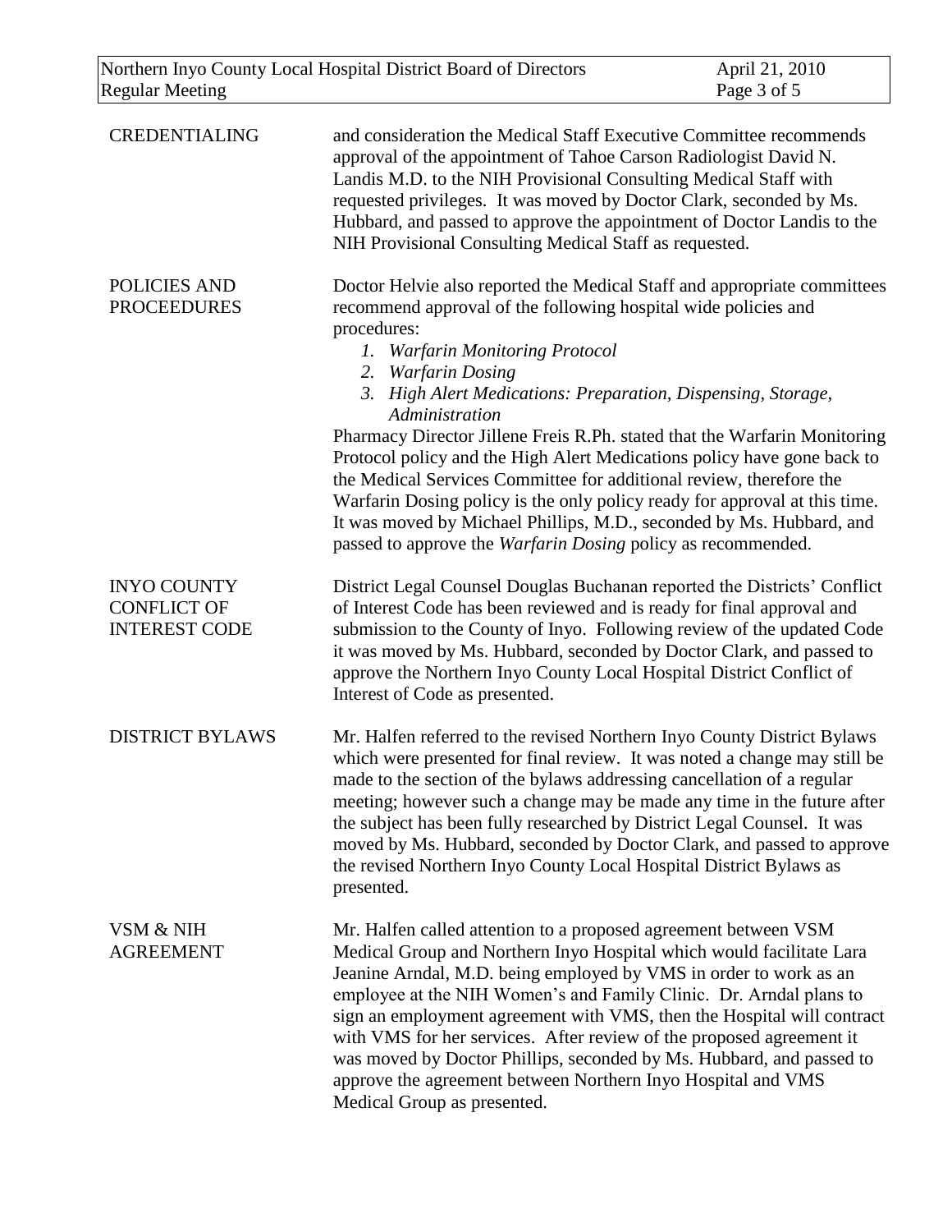**CREDENTIALING**

and consideration the Medical Staff Executive Committee recommends approval of the appointment of Tahoe Carson Radiologist David N. Landis M.D. to the NIH Provisional Consulting Medical Staff with requested privileges. It was moved by Doctor Clark, seconded by Ms. Hubbard, and passed to approve the appointment of Doctor Landis to the NIH Provisional Consulting Medical Staff as requested.

**POLICIES AND PROCEEDURES**

Doctor Helvie also reported the Medical Staff and appropriate committees recommend approval of the following hospital wide policies and procedures:

1. *Warfarin Monitoring Protocol*
2. *Warfarin Dosing*
3. *High Alert Medications: Preparation, Dispensing, Storage, Administration*

Pharmacy Director Jillene Freis R.Ph. stated that the Warfarin Monitoring Protocol policy and the High Alert Medications policy have gone back to the Medical Services Committee for additional review, therefore the Warfarin Dosing policy is the only policy ready for approval at this time. It was moved by Michael Phillips, M.D., seconded by Ms. Hubbard, and passed to approve the *Warfarin Dosing* policy as recommended.

**INYO COUNTY CONFLICT OF INTEREST CODE**

District Legal Counsel Douglas Buchanan reported the Districts' Conflict of Interest Code has been reviewed and is ready for final approval and submission to the County of Inyo. Following review of the updated Code it was moved by Ms. Hubbard, seconded by Doctor Clark, and passed to approve the Northern Inyo County Local Hospital District Conflict of Interest of Code as presented.

**DISTRICT BYLAWS**

Mr. Halfen referred to the revised Northern Inyo County District Bylaws which were presented for final review. It was noted a change may still be made to the section of the bylaws addressing cancellation of a regular meeting; however such a change may be made any time in the future after the subject has been fully researched by District Legal Counsel. It was moved by Ms. Hubbard, seconded by Doctor Clark, and passed to approve the revised Northern Inyo County Local Hospital District Bylaws as presented.

**VSM & NIH AGREEMENT**

Mr. Halfen called attention to a proposed agreement between VSM Medical Group and Northern Inyo Hospital which would facilitate Lara Jeanine Arndal, M.D. being employed by VMS in order to work as an employee at the NIH Women's and Family Clinic. Dr. Arndal plans to sign an employment agreement with VMS, then the Hospital will contract with VMS for her services. After review of the proposed agreement it was moved by Doctor Phillips, seconded by Ms. Hubbard, and passed to approve the agreement between Northern Inyo Hospital and VMS Medical Group as presented.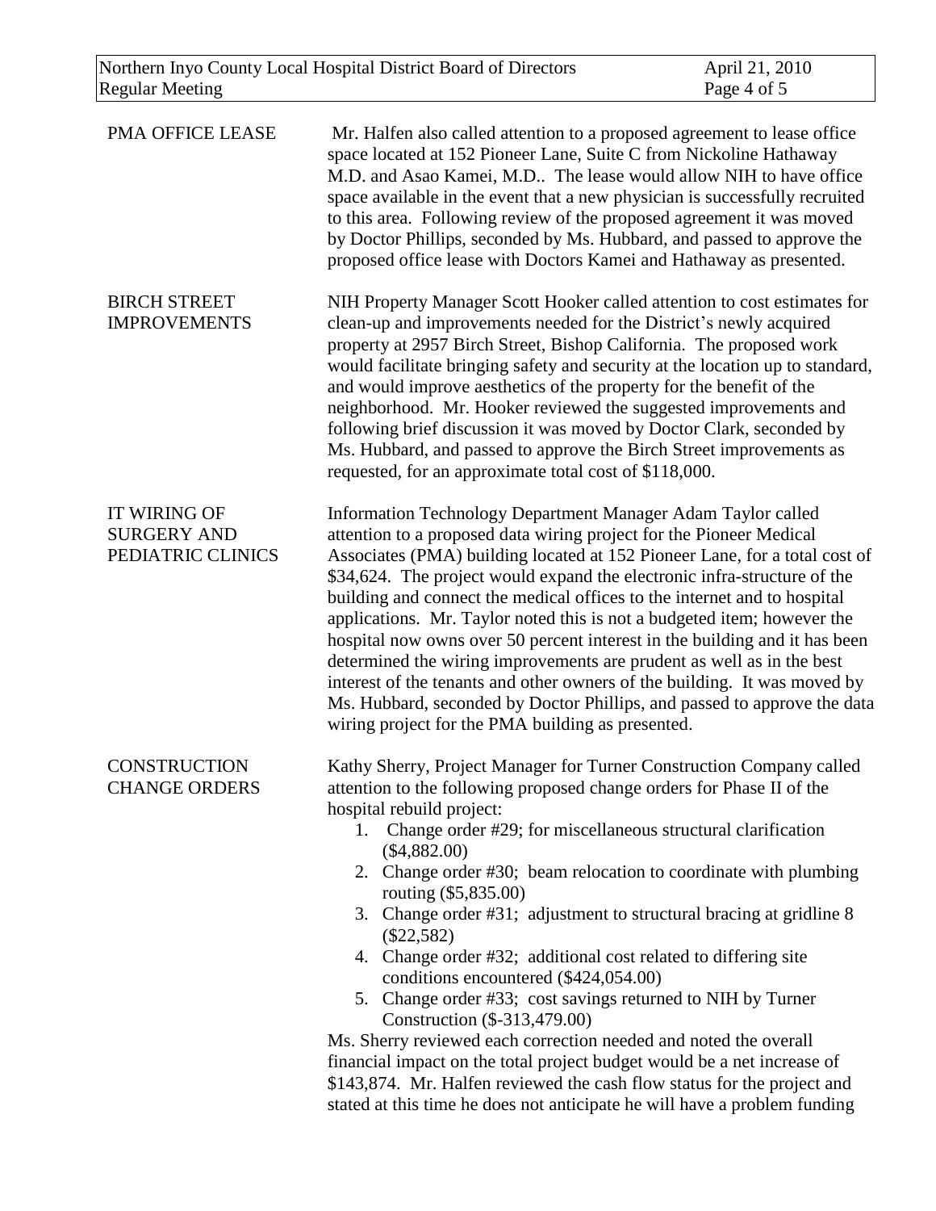**PMA OFFICE LEASE**

Mr. Halfen also called attention to a proposed agreement to lease office space located at 152 Pioneer Lane, Suite C from Nickoline Hathaway M.D. and Asao Kamei, M.D.. The lease would allow NIH to have office space available in the event that a new physician is successfully recruited to this area. Following review of the proposed agreement it was moved by Doctor Phillips, seconded by Ms. Hubbard, and passed to approve the proposed office lease with Doctors Kamei and Hathaway as presented.

**BIRCH STREET IMPROVEMENTS**

NIH Property Manager Scott Hooker called attention to cost estimates for clean-up and improvements needed for the District's newly acquired property at 2957 Birch Street, Bishop California. The proposed work would facilitate bringing safety and security at the location up to standard, and would improve aesthetics of the property for the benefit of the neighborhood. Mr. Hooker reviewed the suggested improvements and following brief discussion it was moved by Doctor Clark, seconded by Ms. Hubbard, and passed to approve the Birch Street improvements as requested, for an approximate total cost of $118,000.

**IT WIRING OF SURGERY AND PEDIATRIC CLINICS**

Information Technology Department Manager Adam Taylor called attention to a proposed data wiring project for the Pioneer Medical Associates (PMA) building located at 152 Pioneer Lane, for a total cost of $34,624. The project would expand the electronic infra-structure of the building and connect the medical offices to the internet and to hospital applications. Mr. Taylor noted this is not a budgeted item; however the hospital now owns over 50 percent interest in the building and it has been determined the wiring improvements are prudent as well as in the best interest of the tenants and other owners of the building. It was moved by Ms. Hubbard, seconded by Doctor Phillips, and passed to approve the data wiring project for the PMA building as presented.

**CONSTRUCTION CHANGE ORDERS**

Kathy Sherry, Project Manager for Turner Construction Company called attention to the following proposed change orders for Phase II of the hospital rebuild project:

1. Change order #29; for miscellaneous structural clarification ($4,882.00)
2. Change order #30; beam relocation to coordinate with plumbing routing ($5,835.00)
3. Change order #31; adjustment to structural bracing at gridline 8 ($22,582)
4. Change order #32; additional cost related to differing site conditions encountered ($424,054.00)
5. Change order #33; cost savings returned to NIH by Turner Construction ($-313,479.00)

Ms. Sherry reviewed each correction needed and noted the overall financial impact on the total project budget would be a net increase of $143,874. Mr. Halfen reviewed the cash flow status for the project and stated at this time he does not anticipate he will have a problem funding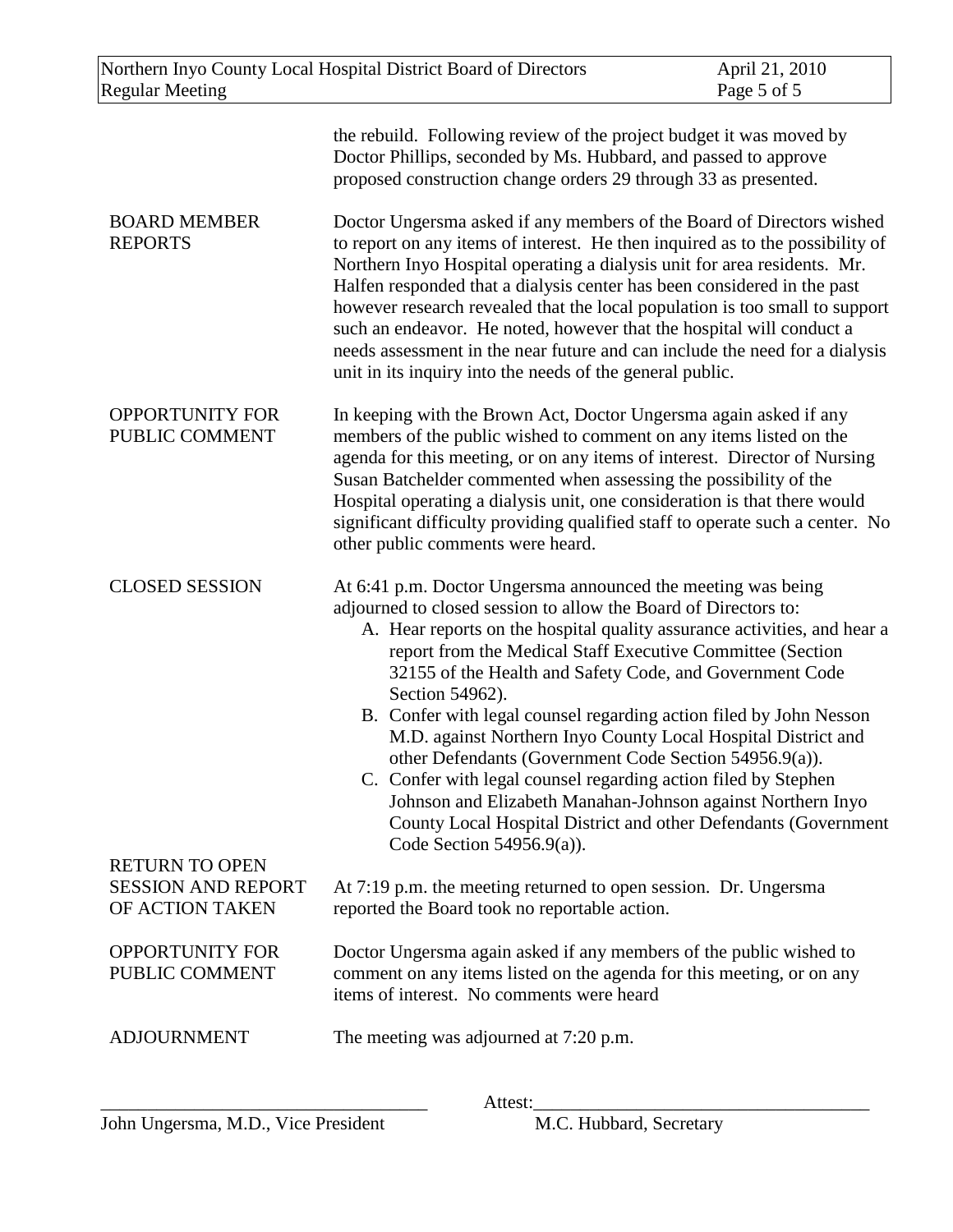the rebuild. Following review of the project budget it was moved by Doctor Phillips, seconded by Ms. Hubbard, and passed to approve proposed construction change orders 29 through 33 as presented.

**BOARD MEMBER REPORTS**

Doctor Ungersma asked if any members of the Board of Directors wished to report on any items of interest. He then inquired as to the possibility of Northern Inyo Hospital operating a dialysis unit for area residents. Mr. Halfen responded that a dialysis center has been considered in the past however research revealed that the local population is too small to support such an endeavor. He noted, however that the hospital will conduct a needs assessment in the near future and can include the need for a dialysis unit in its inquiry into the needs of the general public.

**OPPORTUNITY FOR PUBLIC COMMENT**

In keeping with the Brown Act, Doctor Ungersma again asked if any members of the public wished to comment on any items listed on the agenda for this meeting, or on any items of interest. Director of Nursing Susan Batchelder commented when assessing the possibility of the Hospital operating a dialysis unit, one consideration is that there would significant difficulty providing qualified staff to operate such a center. No other public comments were heard.

**CLOSED SESSION**

At 6:41 p.m. Doctor Ungersma announced the meeting was being adjourned to closed session to allow the Board of Directors to:

A. Hear reports on the hospital quality assurance activities, and hear a report from the Medical Staff Executive Committee (Section 32155 of the Health and Safety Code, and Government Code Section 54962).
B. Confer with legal counsel regarding action filed by John Nesson M.D. against Northern Inyo County Local Hospital District and other Defendants (Government Code Section 54956.9(a)).
C. Confer with legal counsel regarding action filed by Stephen Johnson and Elizabeth Manahan-Johnson against Northern Inyo County Local Hospital District and other Defendants (Government Code Section 54956.9(a)).

**RETURN TO OPEN SESSION AND REPORT OF ACTION TAKEN**

At 7:19 p.m. the meeting returned to open session. Dr. Ungersma reported the Board took no reportable action.

**OPPORTUNITY FOR PUBLIC COMMENT**

Doctor Ungersma again asked if any members of the public wished to comment on any items listed on the agenda for this meeting, or on any items of interest. No comments were heard

**ADJOURNMENT**

The meeting was adjourned at 7:20 p.m.

\_\_\_\_\_\_\_\_\_\_\_\_\_\_\_\_\_\_\_\_\_\_\_\_\_\_\_\_\_\_\_\_\_\_\_
John Ungersma, M.D., Vice President

Attest: \_\_\_\_\_\_\_\_\_\_\_\_\_\_\_\_\_\_\_\_\_\_\_\_\_\_\_\_\_\_\_\_\_\_\_
M.C. Hubbard, Secretary